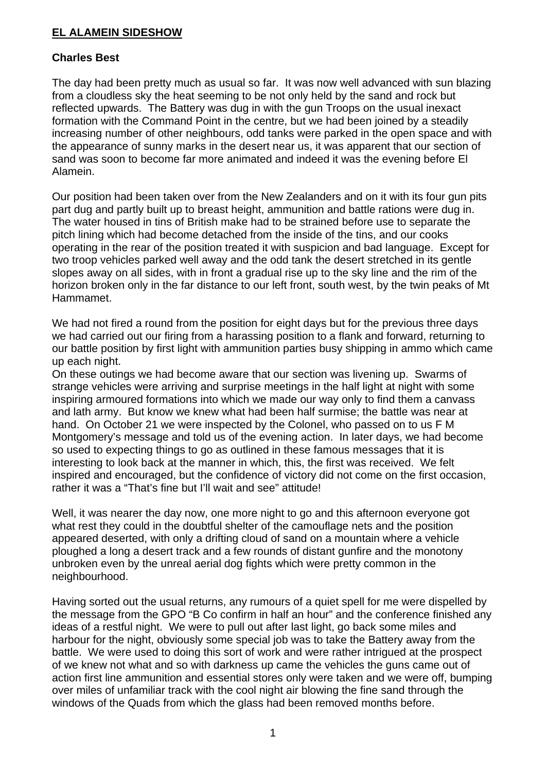# **EL ALAMEIN SIDESHOW**

**Charles Best**

The day had been pretty much as usual so far. It was now well advanced with sun blazing from a cloudless sky the heat seeming to be not only held by the sand and rock but reflected upwards. The Battery was dug in with the gun Troops on the usual inexact formation with the Command Point in the centre, but we had been joined by a steadily increasing number of other neighbours, odd tanks were parked in the open space and with the appearance of sunny marks in the desert near us, it was apparent that our section of sand was soon to become far more animated and indeed it was the evening before El Alamein.

Our position had been taken over from the New Zealanders and on it with its four gun pits part dug and partly built up to breast height, ammunition and battle rations were dug in. The water housed in tins of British make had to be strained before use to separate the pitch lining which had become detached from the inside of the tins, and our cooks operating in the rear of the position treated it with suspicion and bad language. Except for two troop vehicles parked well away and the odd tank the desert stretched in its gentle slopes away on all sides, with in front a gradual rise up to the sky line and the rim of the horizon broken only in the far distance to our left front, south west, by the twin peaks of Mt Hammamet.

We had not fired a round from the position for eight days but for the previous three days we had carried out our firing from a harassing position to a flank and forward, returning to our battle position by first light with ammunition parties busy shipping in ammo which came up each night.

On these outings we had become aware that our section was livening up. Swarms of strange vehicles were arriving and surprise meetings in the half light at night with some inspiring armoured formations into which we made our way only to find them a canvass and lath army. But know we knew what had been half surmise; the battle was near at hand. On October 21 we were inspected by the Colonel, who passed on to us F M Montgomery's message and told us of the evening action. In later days, we had become so used to expecting things to go as outlined in these famous messages that it is interesting to look back at the manner in which, this, the first was received. We felt inspired and encouraged, but the confidence of victory did not come on the first occasion, rather it was a "That's fine but I'll wait and see" attitude!

Well, it was nearer the day now, one more night to go and this afternoon everyone got what rest they could in the doubtful shelter of the camouflage nets and the position appeared deserted, with only a drifting cloud of sand on a mountain where a vehicle ploughed a long a desert track and a few rounds of distant gunfire and the monotony unbroken even by the unreal aerial dog fights which were pretty common in the neighbourhood.

Having sorted out the usual returns, any rumours of a quiet spell for me were dispelled by the message from the GPO "B Co confirm in half an hour" and the conference finished any ideas of a restful night. We were to pull out after last light, go back some miles and harbour for the night, obviously some special job was to take the Battery away from the battle. We were used to doing this sort of work and were rather intrigued at the prospect of we knew not what and so with darkness up came the vehicles the guns came out of action first line ammunition and essential stores only were taken and we were off, bumping over miles of unfamiliar track with the cool night air blowing the fine sand through the windows of the Quads from which the glass had been removed months before.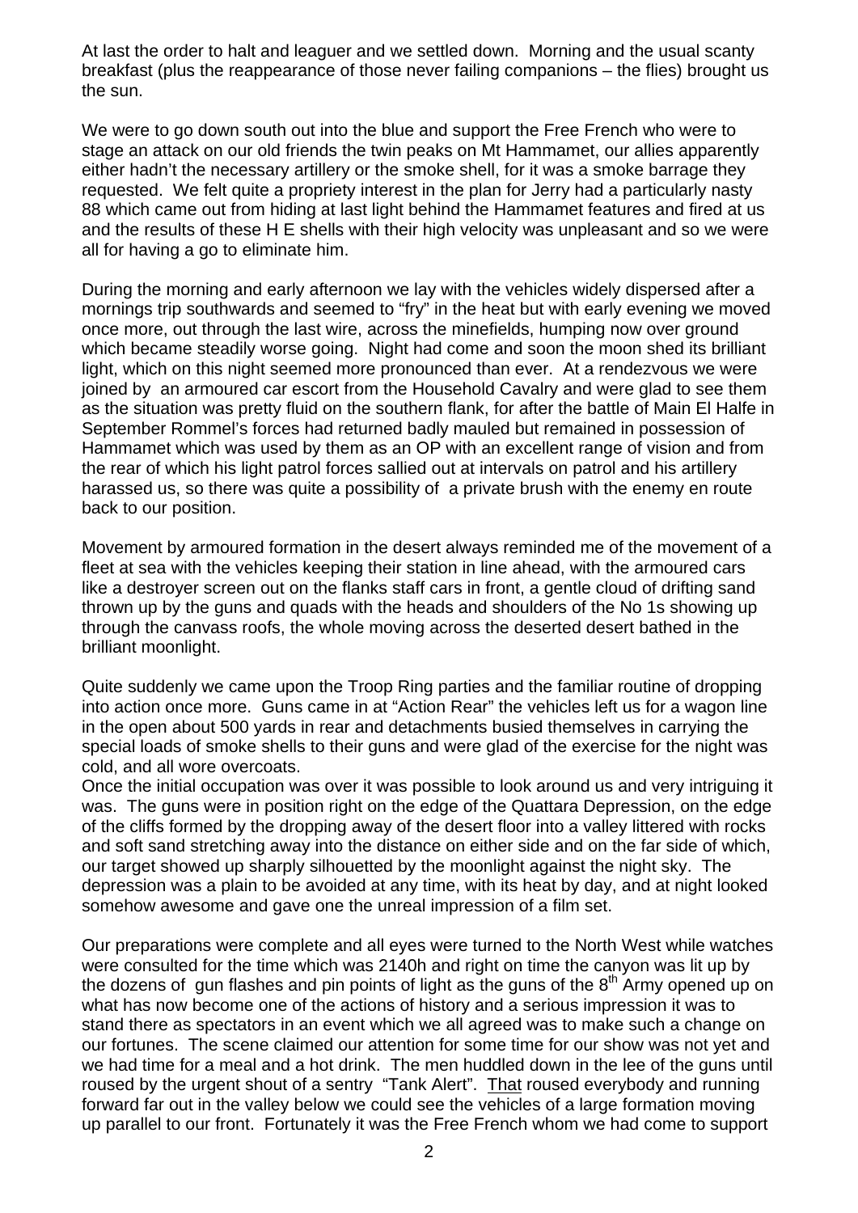At last the order to halt and leaguer and we settled down. Morning and the usual scanty breakfast (plus the reappearance of those never failing companions – the flies) brought us the sun.

We were to go down south out into the blue and support the Free French who were to stage an attack on our old friends the twin peaks on Mt Hammamet, our allies apparently either hadn't the necessary artillery or the smoke shell, for it was a smoke barrage they requested. We felt quite a propriety interest in the plan for Jerry had a particularly nasty 88 which came out from hiding at last light behind the Hammamet features and fired at us and the results of these H E shells with their high velocity was unpleasant and so we were all for having a go to eliminate him.

During the morning and early afternoon we lay with the vehicles widely dispersed after a mornings trip southwards and seemed to "fry" in the heat but with early evening we moved once more, out through the last wire, across the minefields, humping now over ground which became steadily worse going. Night had come and soon the moon shed its brilliant light, which on this night seemed more pronounced than ever. At a rendezvous we were joined by an armoured car escort from the Household Cavalry and were glad to see them as the situation was pretty fluid on the southern flank, for after the battle of Main El Halfe in September Rommel's forces had returned badly mauled but remained in possession of Hammamet which was used by them as an OP with an excellent range of vision and from the rear of which his light patrol forces sallied out at intervals on patrol and his artillery harassed us, so there was quite a possibility of a private brush with the enemy en route back to our position.

Movement by armoured formation in the desert always reminded me of the movement of a fleet at sea with the vehicles keeping their station in line ahead, with the armoured cars like a destroyer screen out on the flanks staff cars in front, a gentle cloud of drifting sand thrown up by the guns and quads with the heads and shoulders of the No 1s showing up through the canvass roofs, the whole moving across the deserted desert bathed in the brilliant moonlight.

Quite suddenly we came upon the Troop Ring parties and the familiar routine of dropping into action once more. Guns came in at "Action Rear" the vehicles left us for a wagon line in the open about 500 yards in rear and detachments busied themselves in carrying the special loads of smoke shells to their guns and were glad of the exercise for the night was cold, and all wore overcoats.
Once the initial occupation was over it was possible to look around us and very intriguing it was. The guns were in position right on the edge of the Quattara Depression, on the edge of the cliffs formed by the dropping away of the desert floor into a valley littered with rocks and soft sand stretching away into the distance on either side and on the far side of which, our target showed up sharply silhouetted by the moonlight against the night sky. The depression was a plain to be avoided at any time, with its heat by day, and at night looked somehow awesome and gave one the unreal impression of a film set.

Our preparations were complete and all eyes were turned to the North West while watches were consulted for the time which was 2140h and right on time the canyon was lit up by the dozens of gun flashes and pin points of light as the guns of the 8th Army opened up on what has now become one of the actions of history and a serious impression it was to stand there as spectators in an event which we all agreed was to make such a change on our fortunes. The scene claimed our attention for some time for our show was not yet and we had time for a meal and a hot drink. The men huddled down in the lee of the guns until roused by the urgent shout of a sentry "Tank Alert". That roused everybody and running forward far out in the valley below we could see the vehicles of a large formation moving up parallel to our front. Fortunately it was the Free French whom we had come to support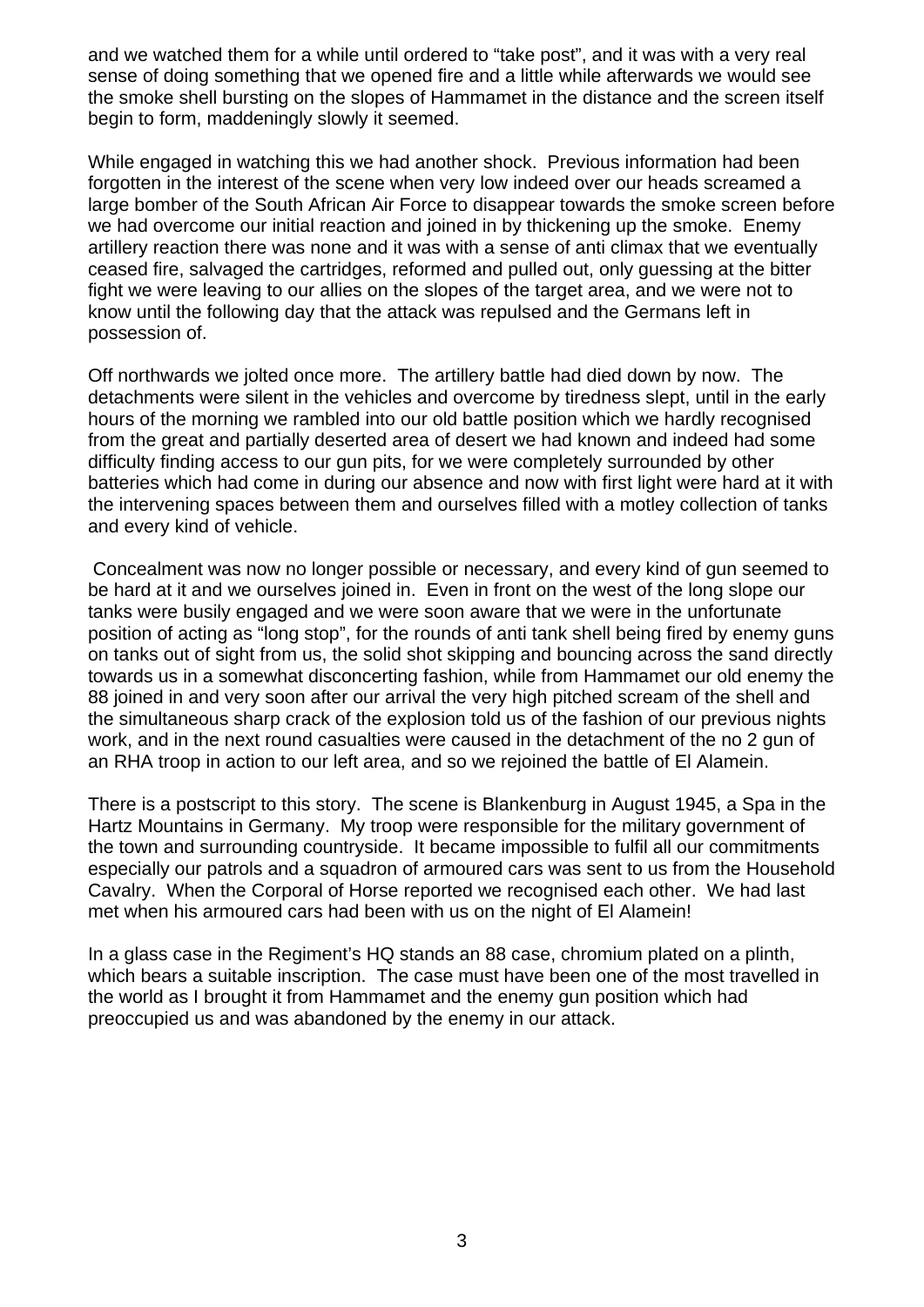and we watched them for a while until ordered to “take post”, and it was with a very real sense of doing something that we opened fire and a little while afterwards we would see the smoke shell bursting on the slopes of Hammamet in the distance and the screen itself begin to form, maddeningly slowly it seemed.

While engaged in watching this we had another shock. Previous information had been forgotten in the interest of the scene when very low indeed over our heads screamed a large bomber of the South African Air Force to disappear towards the smoke screen before we had overcome our initial reaction and joined in by thickening up the smoke. Enemy artillery reaction there was none and it was with a sense of anti climax that we eventually ceased fire, salvaged the cartridges, reformed and pulled out, only guessing at the bitter fight we were leaving to our allies on the slopes of the target area, and we were not to know until the following day that the attack was repulsed and the Germans left in possession of.

Off northwards we jolted once more. The artillery battle had died down by now. The detachments were silent in the vehicles and overcome by tiredness slept, until in the early hours of the morning we rambled into our old battle position which we hardly recognised from the great and partially deserted area of desert we had known and indeed had some difficulty finding access to our gun pits, for we were completely surrounded by other batteries which had come in during our absence and now with first light were hard at it with the intervening spaces between them and ourselves filled with a motley collection of tanks and every kind of vehicle.

Concealment was now no longer possible or necessary, and every kind of gun seemed to be hard at it and we ourselves joined in. Even in front on the west of the long slope our tanks were busily engaged and we were soon aware that we were in the unfortunate position of acting as “long stop”, for the rounds of anti tank shell being fired by enemy guns on tanks out of sight from us, the solid shot skipping and bouncing across the sand directly towards us in a somewhat disconcerting fashion, while from Hammamet our old enemy the 88 joined in and very soon after our arrival the very high pitched scream of the shell and the simultaneous sharp crack of the explosion told us of the fashion of our previous nights work, and in the next round casualties were caused in the detachment of the no 2 gun of an RHA troop in action to our left area, and so we rejoined the battle of El Alamein.

There is a postscript to this story. The scene is Blankenburg in August 1945, a Spa in the Hartz Mountains in Germany. My troop were responsible for the military government of the town and surrounding countryside. It became impossible to fulfil all our commitments especially our patrols and a squadron of armoured cars was sent to us from the Household Cavalry. When the Corporal of Horse reported we recognised each other. We had last met when his armoured cars had been with us on the night of El Alamein!

In a glass case in the Regiment’s HQ stands an 88 case, chromium plated on a plinth, which bears a suitable inscription. The case must have been one of the most travelled in the world as I brought it from Hammamet and the enemy gun position which had preoccupied us and was abandoned by the enemy in our attack.